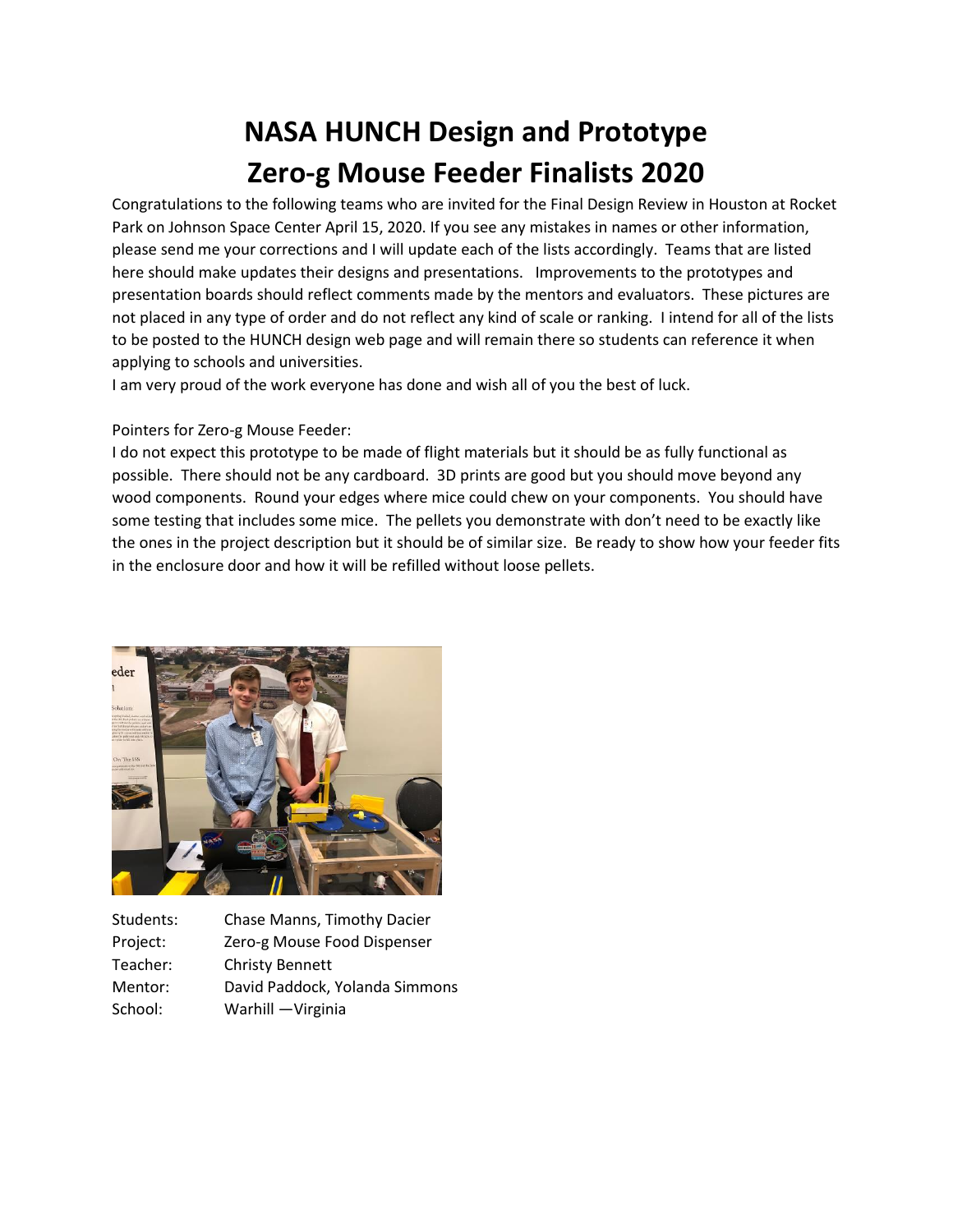# NASA HUNCH Design and Prototype
# Zero-g Mouse Feeder Finalists 2020

Congratulations to the following teams who are invited for the Final Design Review in Houston at Rocket Park on Johnson Space Center April 15, 2020. If you see any mistakes in names or other information, please send me your corrections and I will update each of the lists accordingly. Teams that are listed here should make updates their designs and presentations. Improvements to the prototypes and presentation boards should reflect comments made by the mentors and evaluators. These pictures are not placed in any type of order and do not reflect any kind of scale or ranking. I intend for all of the lists to be posted to the HUNCH design web page and will remain there so students can reference it when applying to schools and universities.

I am very proud of the work everyone has done and wish all of you the best of luck.

Pointers for Zero-g Mouse Feeder:

I do not expect this prototype to be made of flight materials but it should be as fully functional as possible. There should not be any cardboard. 3D prints are good but you should move beyond any wood components. Round your edges where mice could chew on your components. You should have some testing that includes some mice. The pellets you demonstrate with don't need to be exactly like the ones in the project description but it should be of similar size. Be ready to show how your feeder fits in the enclosure door and how it will be refilled without loose pellets.

Students: Chase Manns, Timothy Dacier
Project: Zero-g Mouse Food Dispenser
Teacher: Christy Bennett
Mentor: David Paddock, Yolanda Simmons
School: Warhill —Virginia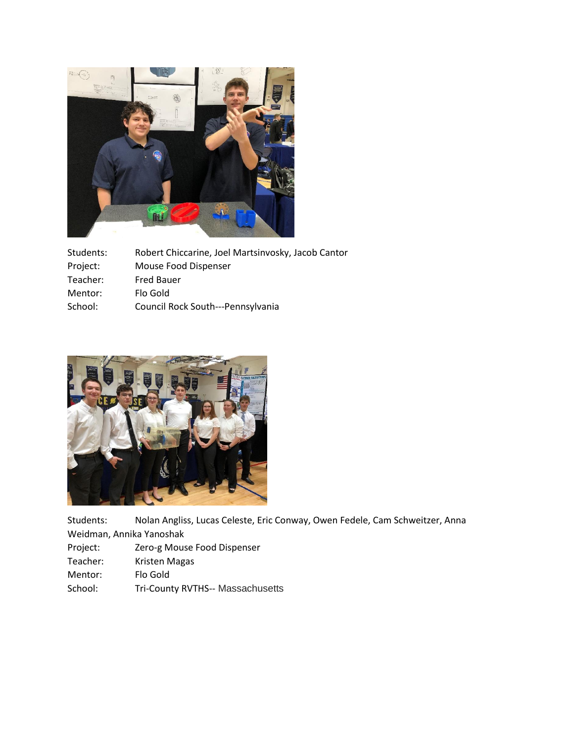Students: Robert Chiccarine, Joel Martsinvosky, Jacob Cantor
Project: Mouse Food Dispenser
Teacher: Fred Bauer
Mentor: Flo Gold
School: Council Rock South---Pennsylvania

Students: Nolan Angliss, Lucas Celeste, Eric Conway, Owen Fedele, Cam Schweitzer, Anna Weidman, Annika Yanoshak
Project: Zero-g Mouse Food Dispenser
Teacher: Kristen Magas
Mentor: Flo Gold
School: Tri-County RVTHS-- Massachusetts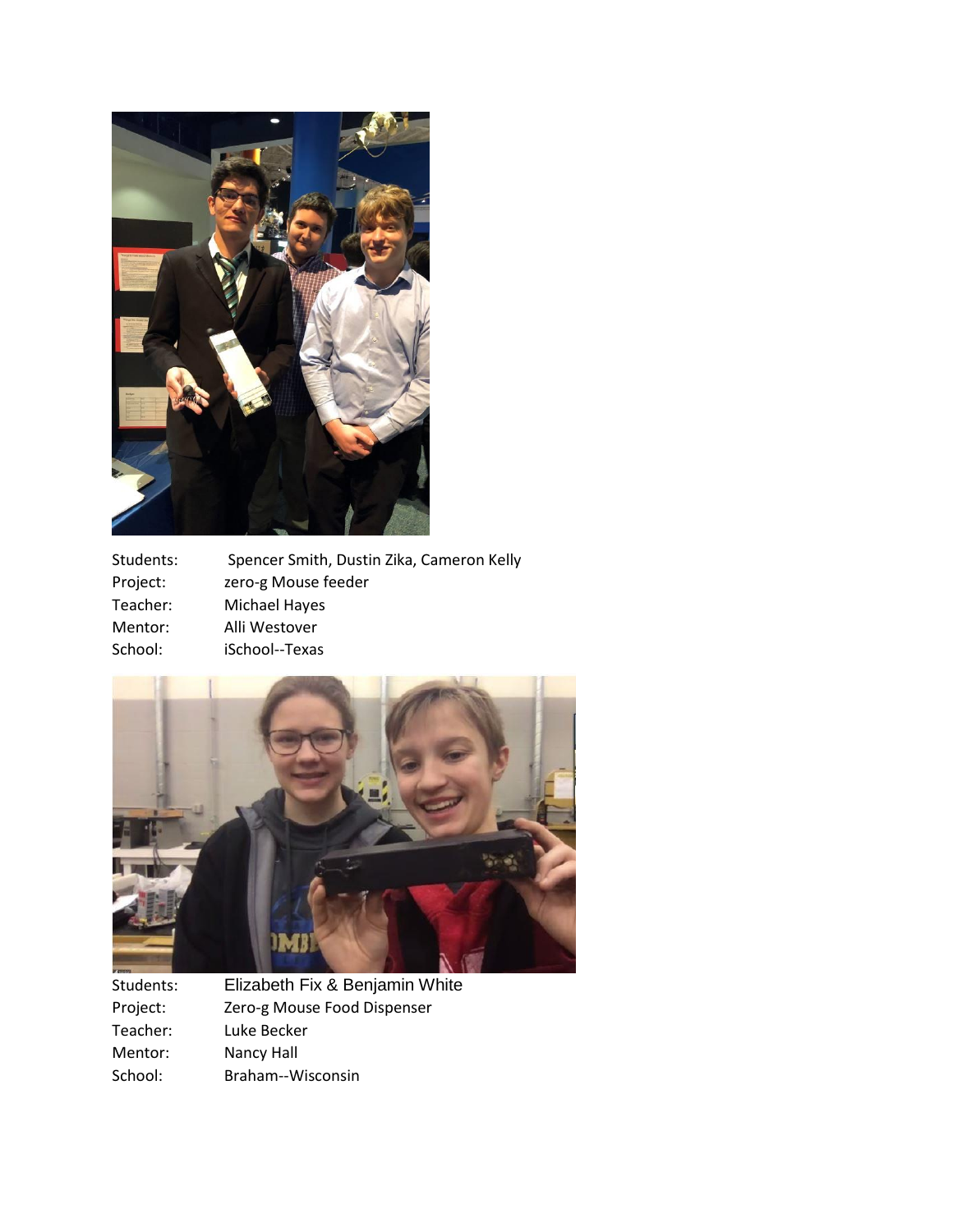Students: Spencer Smith, Dustin Zika, Cameron Kelly
Project: zero-g Mouse feeder
Teacher: Michael Hayes
Mentor: Alli Westover
School: iSchool--Texas

Students: Elizabeth Fix & Benjamin White
Project: Zero-g Mouse Food Dispenser
Teacher: Luke Becker
Mentor: Nancy Hall
School: Braham--Wisconsin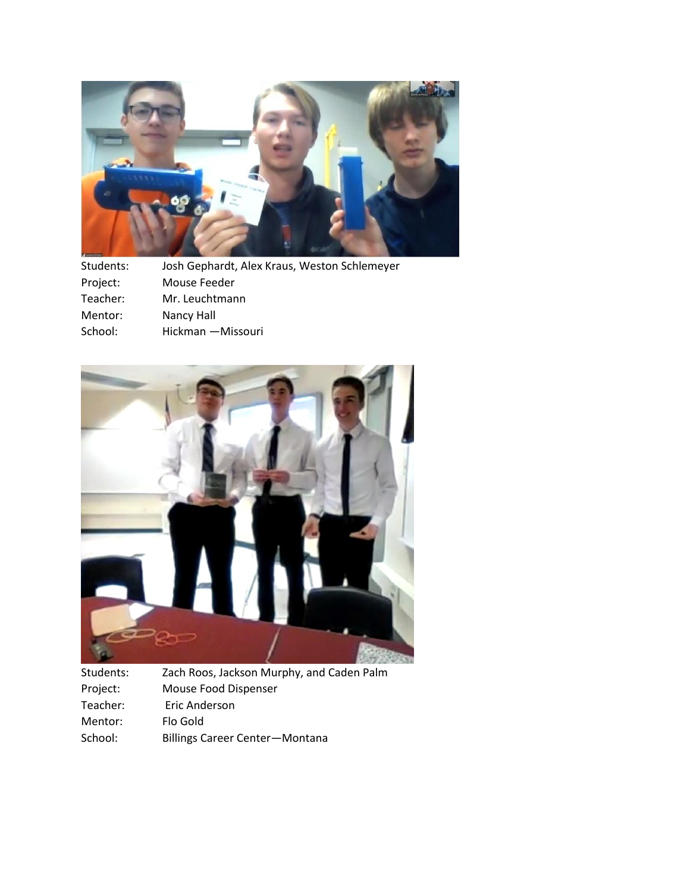| | |
|---|---|
| Students: | Josh Gephardt, Alex Kraus, Weston Schlemeyer |
| Project: | Mouse Feeder |
| Teacher: | Mr. Leuchtmann |
| Mentor: | Nancy Hall |
| School: | Hickman —Missouri |

| | |
|---|---|
| Students: | Zach Roos, Jackson Murphy, and Caden Palm |
| Project: | Mouse Food Dispenser |
| Teacher: | Eric Anderson |
| Mentor: | Flo Gold |
| School: | Billings Career Center—Montana |